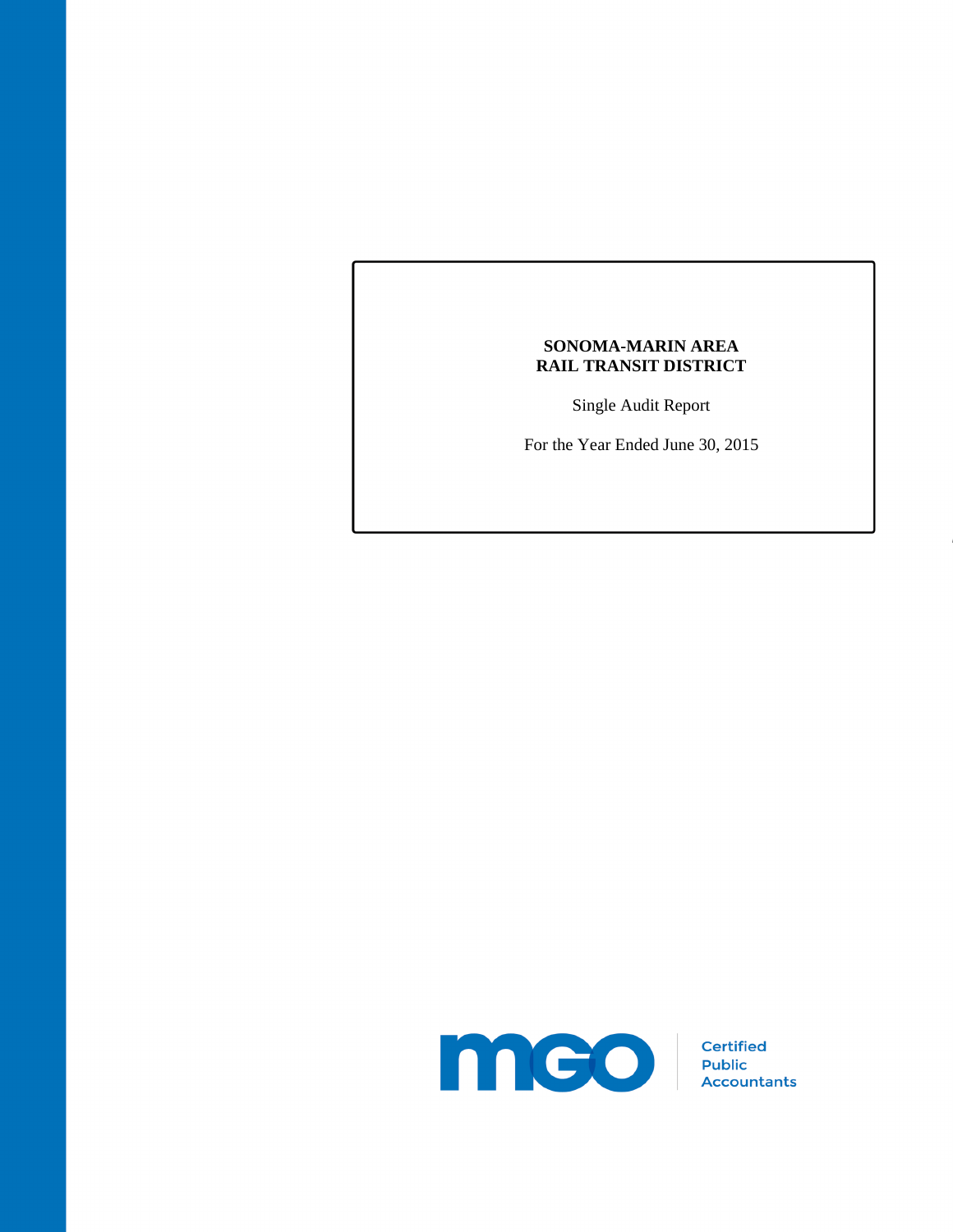# SONOMA-MARIN AREA RAIL TRANSIT DISTRICT

Single Audit Report

For the Year Ended June 30, 2015

mgo Certified Public Accountants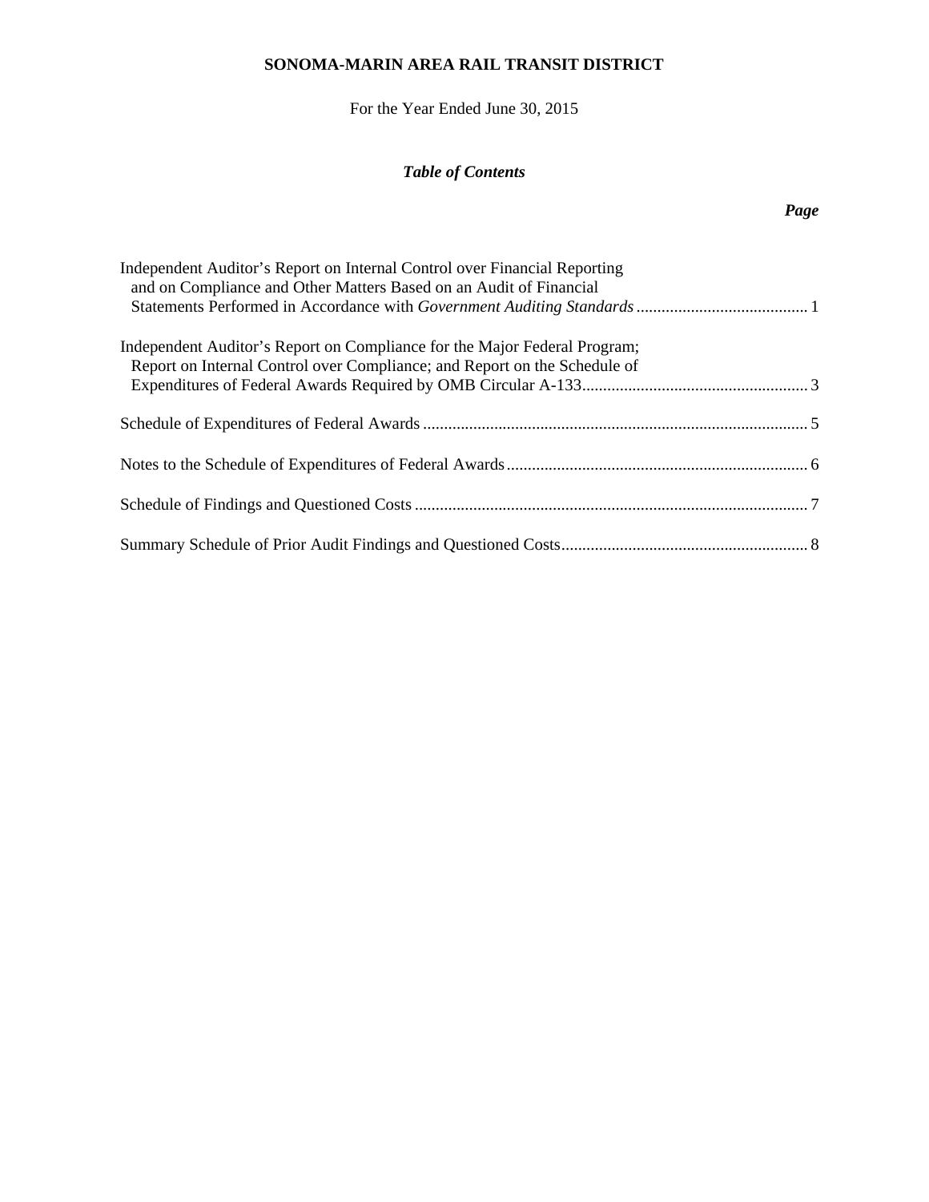**SONOMA-MARIN AREA RAIL TRANSIT DISTRICT**

For the Year Ended June 30, 2015

***Table of Contents***

| | ***Page*** |
|---|---|
| Independent Auditor's Report on Internal Control over Financial Reporting and on Compliance and Other Matters Based on an Audit of Financial Statements Performed in Accordance with *Government Auditing Standards* | 1 |
| Independent Auditor's Report on Compliance for the Major Federal Program; Report on Internal Control over Compliance; and Report on the Schedule of Expenditures of Federal Awards Required by OMB Circular A-133 | 3 |
| Schedule of Expenditures of Federal Awards | 5 |
| Notes to the Schedule of Expenditures of Federal Awards | 6 |
| Schedule of Findings and Questioned Costs | 7 |
| Summary Schedule of Prior Audit Findings and Questioned Costs | 8 |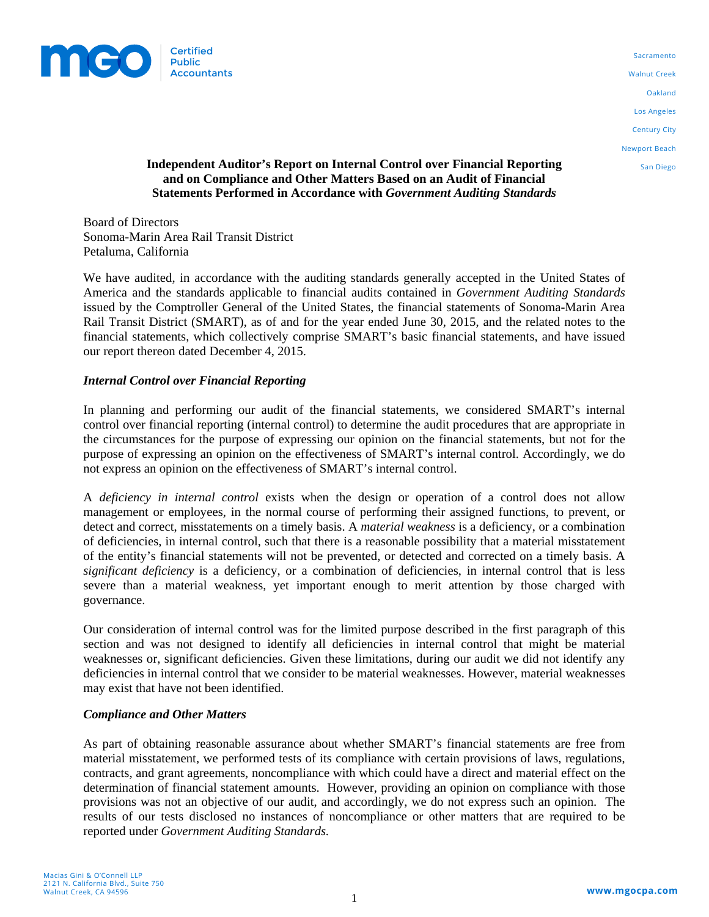# Independent Auditor's Report on Internal Control over Financial Reporting and on Compliance and Other Matters Based on an Audit of Financial Statements Performed in Accordance with *Government Auditing Standards*

Board of Directors
Sonoma-Marin Area Rail Transit District
Petaluma, California

We have audited, in accordance with the auditing standards generally accepted in the United States of America and the standards applicable to financial audits contained in *Government Auditing Standards* issued by the Comptroller General of the United States, the financial statements of Sonoma-Marin Area Rail Transit District (SMART), as of and for the year ended June 30, 2015, and the related notes to the financial statements, which collectively comprise SMART's basic financial statements, and have issued our report thereon dated December 4, 2015.

***Internal Control over Financial Reporting***

In planning and performing our audit of the financial statements, we considered SMART's internal control over financial reporting (internal control) to determine the audit procedures that are appropriate in the circumstances for the purpose of expressing our opinion on the financial statements, but not for the purpose of expressing an opinion on the effectiveness of SMART's internal control. Accordingly, we do not express an opinion on the effectiveness of SMART's internal control.

A *deficiency in internal control* exists when the design or operation of a control does not allow management or employees, in the normal course of performing their assigned functions, to prevent, or detect and correct, misstatements on a timely basis. A *material weakness* is a deficiency, or a combination of deficiencies, in internal control, such that there is a reasonable possibility that a material misstatement of the entity's financial statements will not be prevented, or detected and corrected on a timely basis. A *significant deficiency* is a deficiency, or a combination of deficiencies, in internal control that is less severe than a material weakness, yet important enough to merit attention by those charged with governance.

Our consideration of internal control was for the limited purpose described in the first paragraph of this section and was not designed to identify all deficiencies in internal control that might be material weaknesses or, significant deficiencies. Given these limitations, during our audit we did not identify any deficiencies in internal control that we consider to be material weaknesses. However, material weaknesses may exist that have not been identified.

***Compliance and Other Matters***

As part of obtaining reasonable assurance about whether SMART's financial statements are free from material misstatement, we performed tests of its compliance with certain provisions of laws, regulations, contracts, and grant agreements, noncompliance with which could have a direct and material effect on the determination of financial statement amounts. However, providing an opinion on compliance with those provisions was not an objective of our audit, and accordingly, we do not express such an opinion. The results of our tests disclosed no instances of noncompliance or other matters that are required to be reported under *Government Auditing Standards.*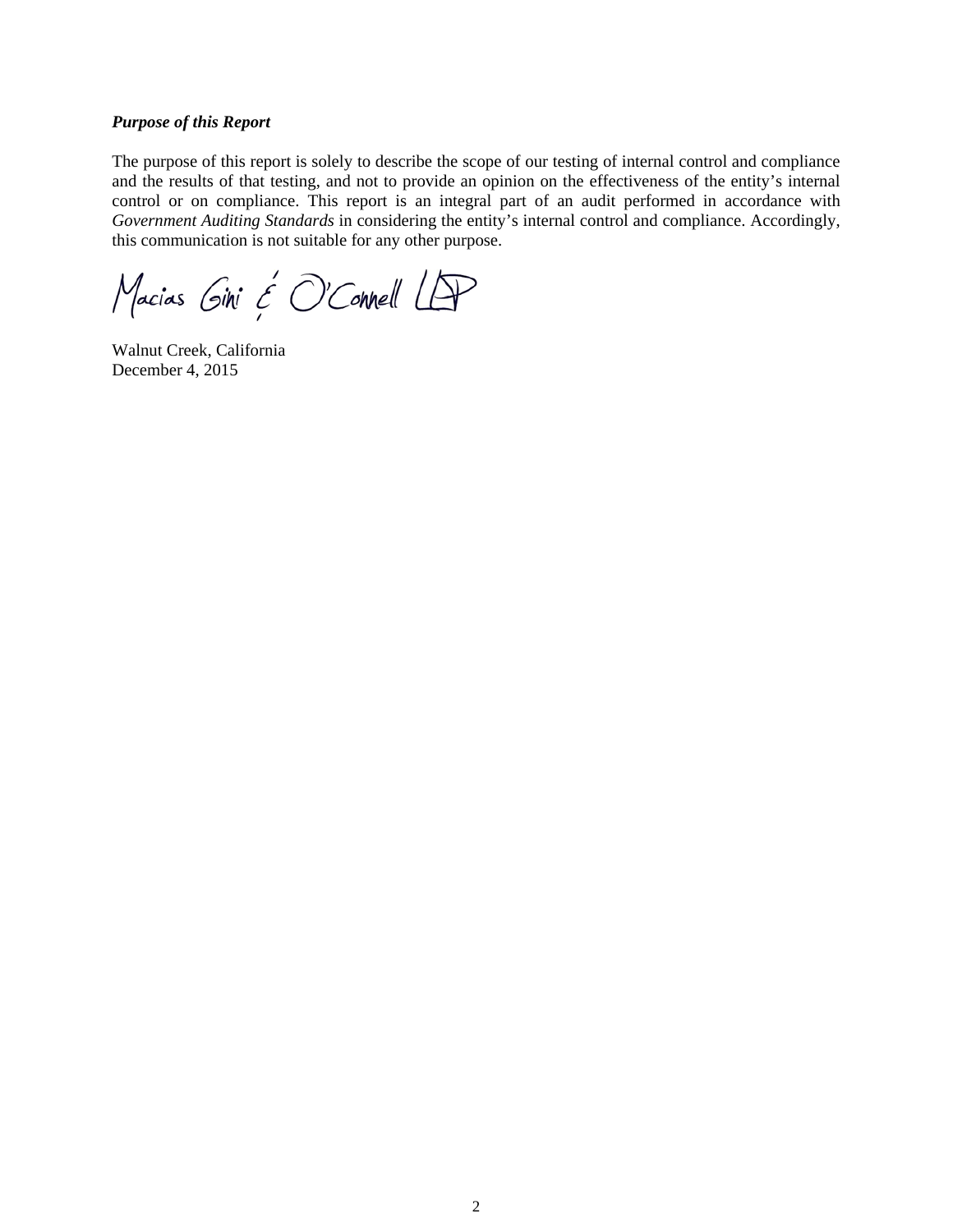***Purpose of this Report***

The purpose of this report is solely to describe the scope of our testing of internal control and compliance and the results of that testing, and not to provide an opinion on the effectiveness of the entity's internal control or on compliance. This report is an integral part of an audit performed in accordance with *Government Auditing Standards* in considering the entity's internal control and compliance. Accordingly, this communication is not suitable for any other purpose.

Macias Gini & O'Connell LLP

Walnut Creek, California
December 4, 2015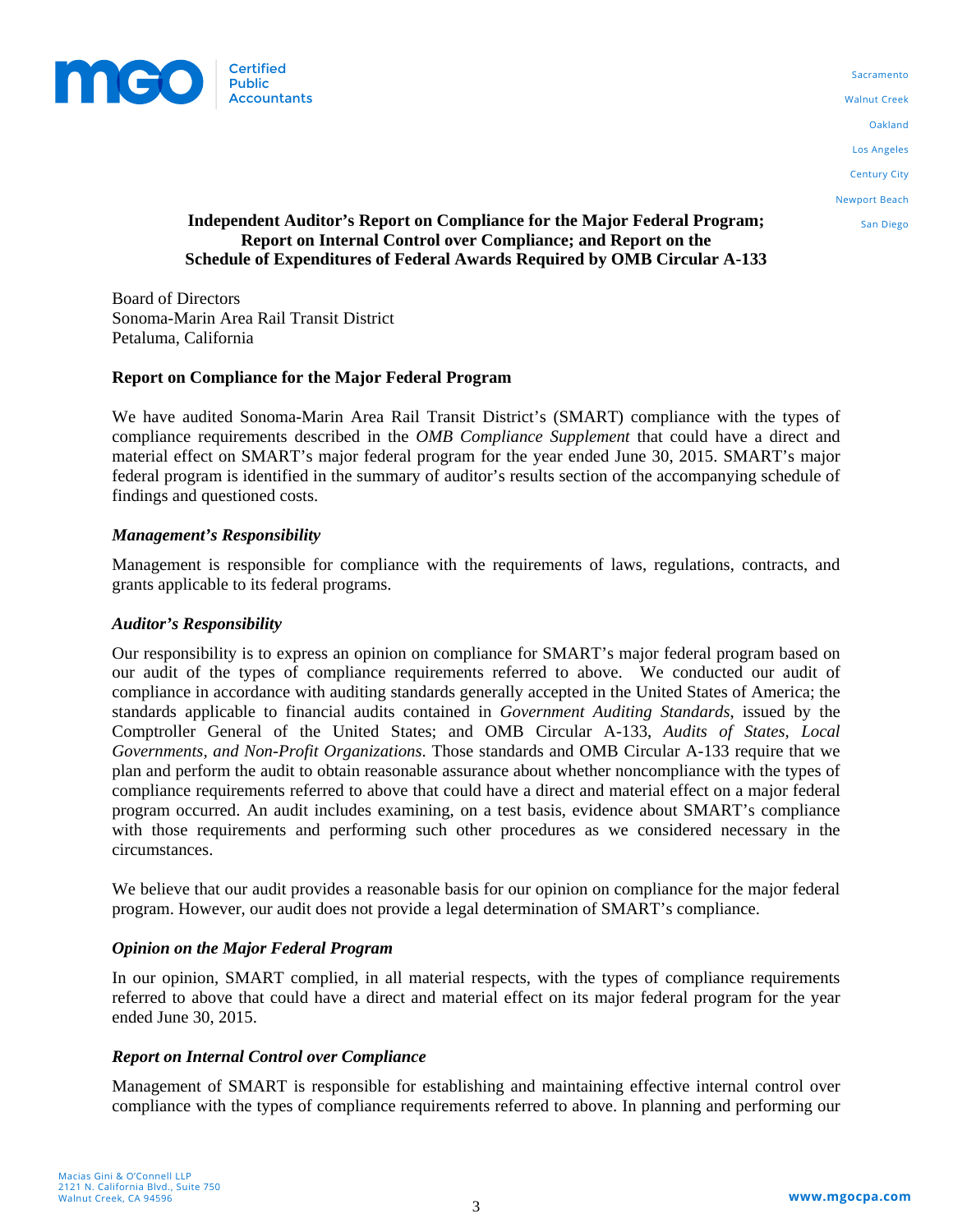# Independent Auditor's Report on Compliance for the Major Federal Program; Report on Internal Control over Compliance; and Report on the Schedule of Expenditures of Federal Awards Required by OMB Circular A-133

Board of Directors
Sonoma-Marin Area Rail Transit District
Petaluma, California

## Report on Compliance for the Major Federal Program

We have audited Sonoma-Marin Area Rail Transit District's (SMART) compliance with the types of compliance requirements described in the *OMB Compliance Supplement* that could have a direct and material effect on SMART's major federal program for the year ended June 30, 2015. SMART's major federal program is identified in the summary of auditor's results section of the accompanying schedule of findings and questioned costs.

### *Management's Responsibility*

Management is responsible for compliance with the requirements of laws, regulations, contracts, and grants applicable to its federal programs.

### *Auditor's Responsibility*

Our responsibility is to express an opinion on compliance for SMART's major federal program based on our audit of the types of compliance requirements referred to above. We conducted our audit of compliance in accordance with auditing standards generally accepted in the United States of America; the standards applicable to financial audits contained in *Government Auditing Standards*, issued by the Comptroller General of the United States; and OMB Circular A-133, *Audits of States, Local Governments, and Non-Profit Organizations*. Those standards and OMB Circular A-133 require that we plan and perform the audit to obtain reasonable assurance about whether noncompliance with the types of compliance requirements referred to above that could have a direct and material effect on a major federal program occurred. An audit includes examining, on a test basis, evidence about SMART's compliance with those requirements and performing such other procedures as we considered necessary in the circumstances.

We believe that our audit provides a reasonable basis for our opinion on compliance for the major federal program. However, our audit does not provide a legal determination of SMART's compliance.

### *Opinion on the Major Federal Program*

In our opinion, SMART complied, in all material respects, with the types of compliance requirements referred to above that could have a direct and material effect on its major federal program for the year ended June 30, 2015.

### *Report on Internal Control over Compliance*

Management of SMART is responsible for establishing and maintaining effective internal control over compliance with the types of compliance requirements referred to above. In planning and performing our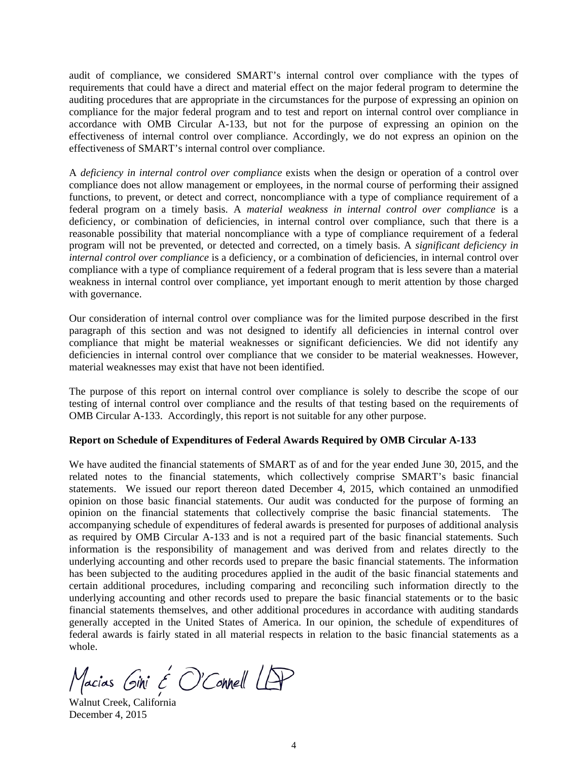audit of compliance, we considered SMART's internal control over compliance with the types of requirements that could have a direct and material effect on the major federal program to determine the auditing procedures that are appropriate in the circumstances for the purpose of expressing an opinion on compliance for the major federal program and to test and report on internal control over compliance in accordance with OMB Circular A-133, but not for the purpose of expressing an opinion on the effectiveness of internal control over compliance. Accordingly, we do not express an opinion on the effectiveness of SMART's internal control over compliance.

A *deficiency in internal control over compliance* exists when the design or operation of a control over compliance does not allow management or employees, in the normal course of performing their assigned functions, to prevent, or detect and correct, noncompliance with a type of compliance requirement of a federal program on a timely basis. A *material weakness in internal control over compliance* is a deficiency, or combination of deficiencies, in internal control over compliance, such that there is a reasonable possibility that material noncompliance with a type of compliance requirement of a federal program will not be prevented, or detected and corrected, on a timely basis. A *significant deficiency in internal control over compliance* is a deficiency, or a combination of deficiencies, in internal control over compliance with a type of compliance requirement of a federal program that is less severe than a material weakness in internal control over compliance, yet important enough to merit attention by those charged with governance.

Our consideration of internal control over compliance was for the limited purpose described in the first paragraph of this section and was not designed to identify all deficiencies in internal control over compliance that might be material weaknesses or significant deficiencies. We did not identify any deficiencies in internal control over compliance that we consider to be material weaknesses. However, material weaknesses may exist that have not been identified.

The purpose of this report on internal control over compliance is solely to describe the scope of our testing of internal control over compliance and the results of that testing based on the requirements of OMB Circular A-133. Accordingly, this report is not suitable for any other purpose.

**Report on Schedule of Expenditures of Federal Awards Required by OMB Circular A-133**

We have audited the financial statements of SMART as of and for the year ended June 30, 2015, and the related notes to the financial statements, which collectively comprise SMART's basic financial statements. We issued our report thereon dated December 4, 2015, which contained an unmodified opinion on those basic financial statements. Our audit was conducted for the purpose of forming an opinion on the financial statements that collectively comprise the basic financial statements. The accompanying schedule of expenditures of federal awards is presented for purposes of additional analysis as required by OMB Circular A-133 and is not a required part of the basic financial statements. Such information is the responsibility of management and was derived from and relates directly to the underlying accounting and other records used to prepare the basic financial statements. The information has been subjected to the auditing procedures applied in the audit of the basic financial statements and certain additional procedures, including comparing and reconciling such information directly to the underlying accounting and other records used to prepare the basic financial statements or to the basic financial statements themselves, and other additional procedures in accordance with auditing standards generally accepted in the United States of America. In our opinion, the schedule of expenditures of federal awards is fairly stated in all material respects in relation to the basic financial statements as a whole.

Macias Gini & O'Connell LLP

Walnut Creek, California
December 4, 2015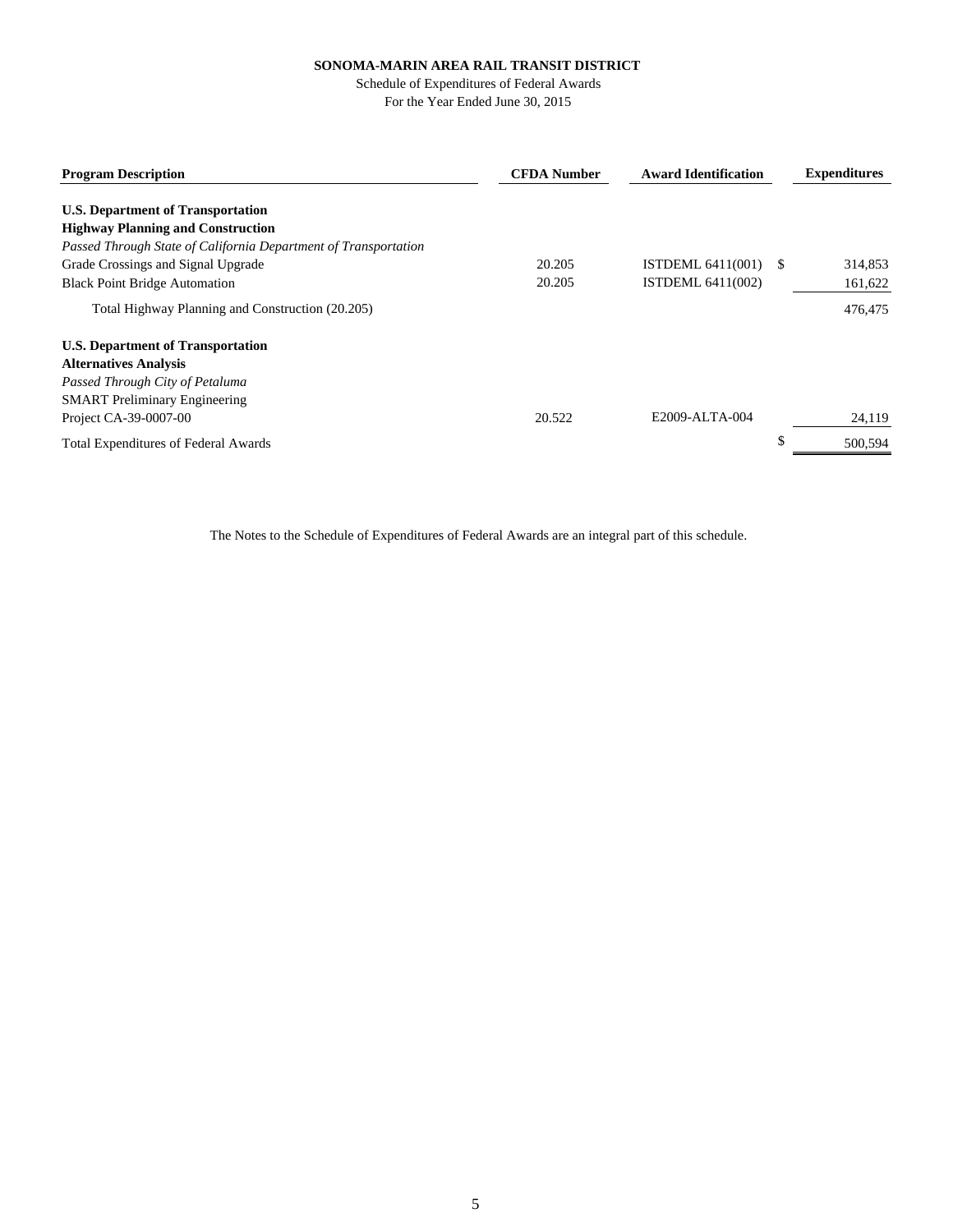**SONOMA-MARIN AREA RAIL TRANSIT DISTRICT**

Schedule of Expenditures of Federal Awards

For the Year Ended June 30, 2015

| Program Description | CFDA Number | Award Identification | Expenditures |
|---|---|---|---|
| **U.S. Department of Transportation** | | | |
| **Highway Planning and Construction** | | | |
| *Passed Through State of California Department of Transportation* | | | |
| Grade Crossings and Signal Upgrade | 20.205 | ISTDEML 6411(001) | $ 314,853 |
| Black Point Bridge Automation | 20.205 | ISTDEML 6411(002) | 161,622 |
| Total Highway Planning and Construction (20.205) | | | 476,475 |
| **U.S. Department of Transportation** | | | |
| **Alternatives Analysis** | | | |
| *Passed Through City of Petaluma* | | | |
| SMART Preliminary Engineering | | | |
| Project CA-39-0007-00 | 20.522 | E2009-ALTA-004 | 24,119 |
| Total Expenditures of Federal Awards | | | $ 500,594 |

The Notes to the Schedule of Expenditures of Federal Awards are an integral part of this schedule.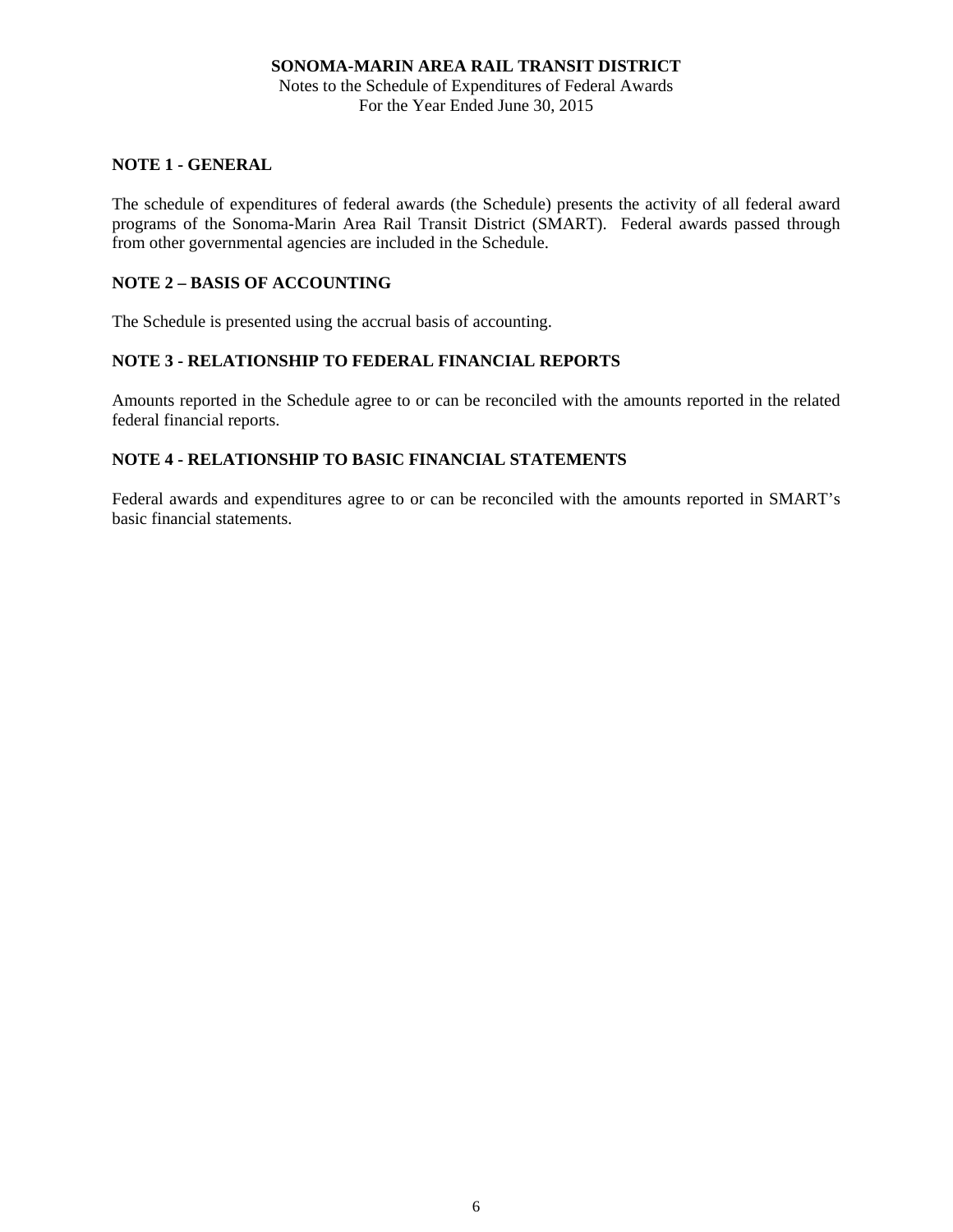**SONOMA-MARIN AREA RAIL TRANSIT DISTRICT**
Notes to the Schedule of Expenditures of Federal Awards
For the Year Ended June 30, 2015

## NOTE 1 - GENERAL

The schedule of expenditures of federal awards (the Schedule) presents the activity of all federal award programs of the Sonoma-Marin Area Rail Transit District (SMART). Federal awards passed through from other governmental agencies are included in the Schedule.

## NOTE 2 – BASIS OF ACCOUNTING

The Schedule is presented using the accrual basis of accounting.

## NOTE 3 - RELATIONSHIP TO FEDERAL FINANCIAL REPORTS

Amounts reported in the Schedule agree to or can be reconciled with the amounts reported in the related federal financial reports.

## NOTE 4 - RELATIONSHIP TO BASIC FINANCIAL STATEMENTS

Federal awards and expenditures agree to or can be reconciled with the amounts reported in SMART's basic financial statements.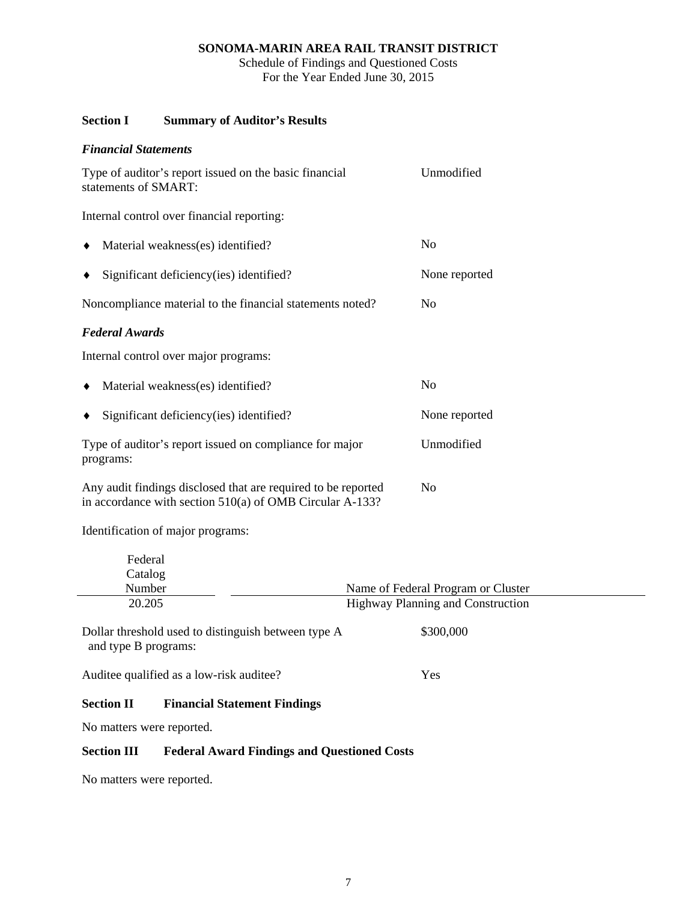# SONOMA-MARIN AREA RAIL TRANSIT DISTRICT

Schedule of Findings and Questioned Costs
For the Year Ended June 30, 2015

## Section I Summary of Auditor's Results

### *Financial Statements*

| | |
|---|---|
| Type of auditor's report issued on the basic financial statements of SMART: | Unmodified |
| Internal control over financial reporting: | |
| ♦ Material weakness(es) identified? | No |
| ♦ Significant deficiency(ies) identified? | None reported |
| Noncompliance material to the financial statements noted? | No |

### *Federal Awards*

| | |
|---|---|
| Internal control over major programs: | |
| ♦ Material weakness(es) identified? | No |
| ♦ Significant deficiency(ies) identified? | None reported |
| Type of auditor's report issued on compliance for major programs: | Unmodified |
| Any audit findings disclosed that are required to be reported in accordance with section 510(a) of OMB Circular A-133? | No |

Identification of major programs:

| Federal Catalog Number | Name of Federal Program or Cluster |
|---|---|
| 20.205 | Highway Planning and Construction |

| | |
|---|---|
| Dollar threshold used to distinguish between type A and type B programs: | $300,000 |
| Auditee qualified as a low-risk auditee? | Yes |

## Section II Financial Statement Findings

No matters were reported.

## Section III Federal Award Findings and Questioned Costs

No matters were reported.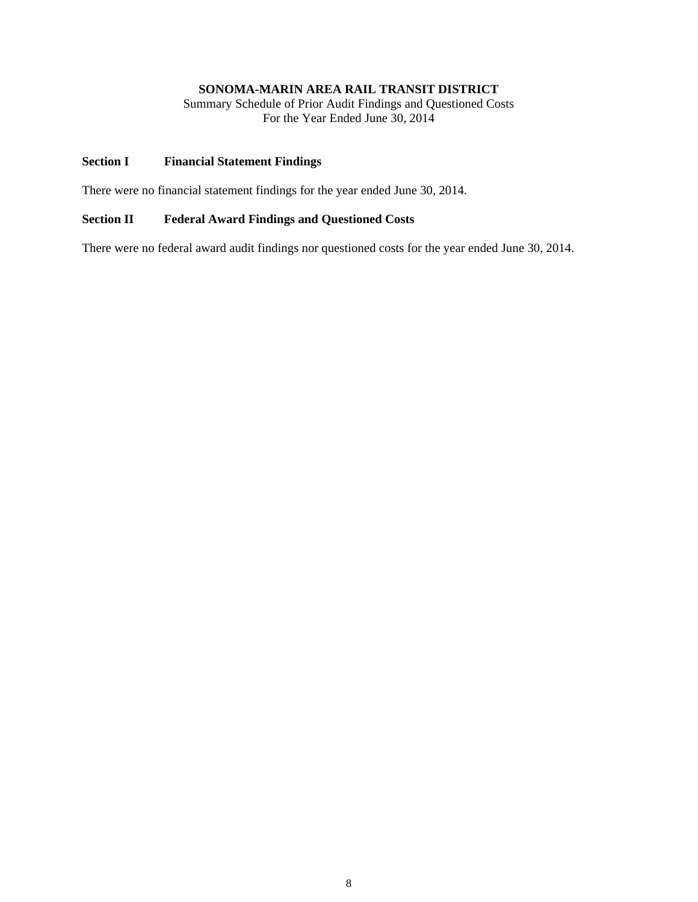**SONOMA-MARIN AREA RAIL TRANSIT DISTRICT**

Summary Schedule of Prior Audit Findings and Questioned Costs

For the Year Ended June 30, 2014

## Section I Financial Statement Findings

There were no financial statement findings for the year ended June 30, 2014.

## Section II Federal Award Findings and Questioned Costs

There were no federal award audit findings nor questioned costs for the year ended June 30, 2014.